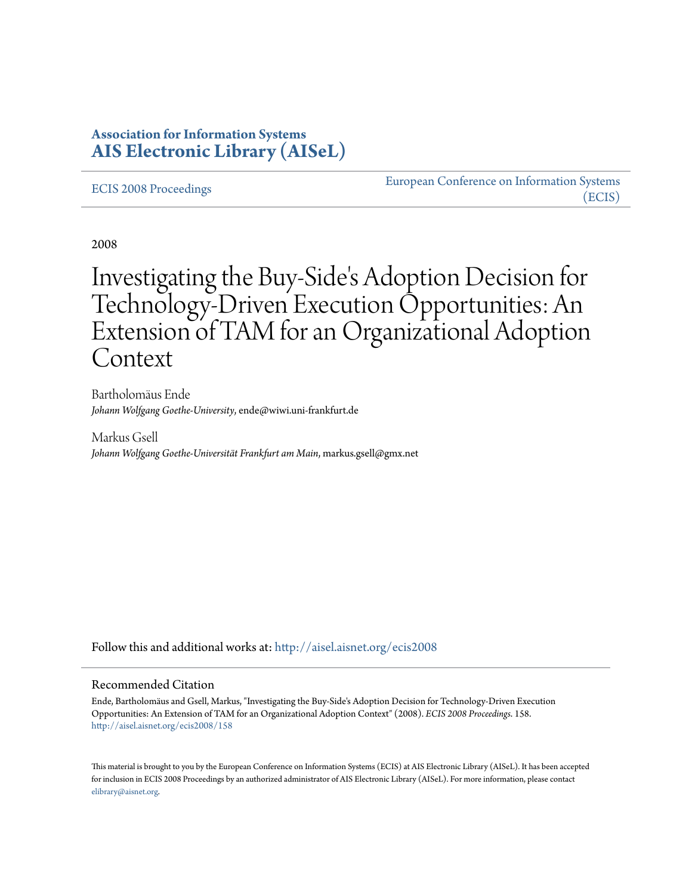**Association for Information Systems**
**AIS Electronic Library (AISeL)**

ECIS 2008 Proceedings

European Conference on Information Systems (ECIS)

2008

# Investigating the Buy-Side's Adoption Decision for Technology-Driven Execution Opportunities: An Extension of TAM for an Organizational Adoption Context

Bartholomäus Ende
*Johann Wolfgang Goethe-University*, ende@wiwi.uni-frankfurt.de

Markus Gsell
*Johann Wolfgang Goethe-Universität Frankfurt am Main*, markus.gsell@gmx.net

Follow this and additional works at: http://aisel.aisnet.org/ecis2008

## Recommended Citation

Ende, Bartholomäus and Gsell, Markus, "Investigating the Buy-Side's Adoption Decision for Technology-Driven Execution Opportunities: An Extension of TAM for an Organizational Adoption Context" (2008). *ECIS 2008 Proceedings*. 158.
http://aisel.aisnet.org/ecis2008/158

This material is brought to you by the European Conference on Information Systems (ECIS) at AIS Electronic Library (AISeL). It has been accepted for inclusion in ECIS 2008 Proceedings by an authorized administrator of AIS Electronic Library (AISeL). For more information, please contact elibrary@aisnet.org.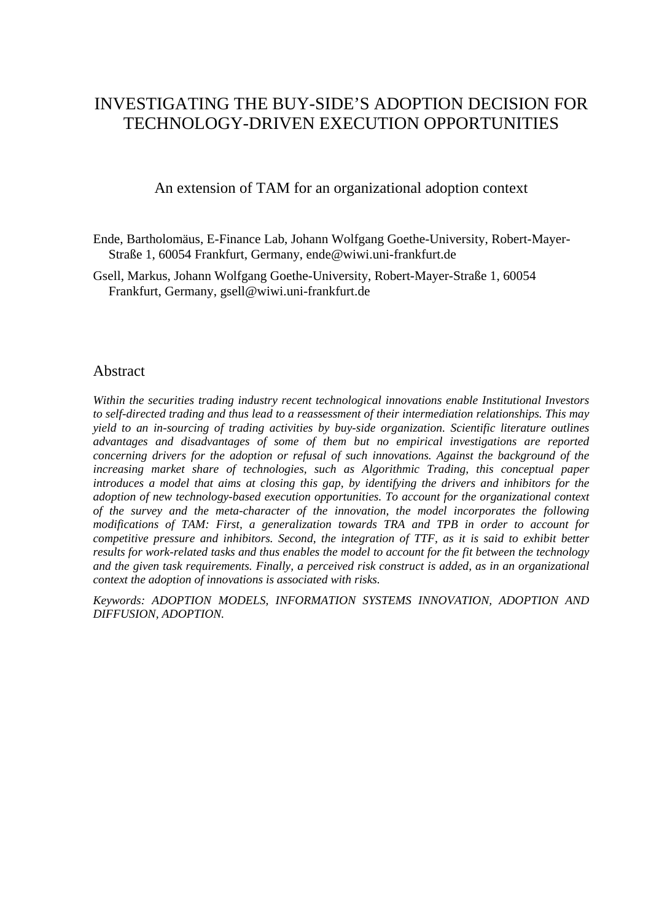# INVESTIGATING THE BUY-SIDE'S ADOPTION DECISION FOR TECHNOLOGY-DRIVEN EXECUTION OPPORTUNITIES

## An extension of TAM for an organizational adoption context

Ende, Bartholomäus, E-Finance Lab, Johann Wolfgang Goethe-University, Robert-Mayer-Straße 1, 60054 Frankfurt, Germany, ende@wiwi.uni-frankfurt.de

Gsell, Markus, Johann Wolfgang Goethe-University, Robert-Mayer-Straße 1, 60054 Frankfurt, Germany, gsell@wiwi.uni-frankfurt.de

## Abstract

*Within the securities trading industry recent technological innovations enable Institutional Investors to self-directed trading and thus lead to a reassessment of their intermediation relationships. This may yield to an in-sourcing of trading activities by buy-side organization. Scientific literature outlines advantages and disadvantages of some of them but no empirical investigations are reported concerning drivers for the adoption or refusal of such innovations. Against the background of the increasing market share of technologies, such as Algorithmic Trading, this conceptual paper introduces a model that aims at closing this gap, by identifying the drivers and inhibitors for the adoption of new technology-based execution opportunities. To account for the organizational context of the survey and the meta-character of the innovation, the model incorporates the following modifications of TAM: First, a generalization towards TRA and TPB in order to account for competitive pressure and inhibitors. Second, the integration of TTF, as it is said to exhibit better results for work-related tasks and thus enables the model to account for the fit between the technology and the given task requirements. Finally, a perceived risk construct is added, as in an organizational context the adoption of innovations is associated with risks.*

*Keywords: ADOPTION MODELS, INFORMATION SYSTEMS INNOVATION, ADOPTION AND DIFFUSION, ADOPTION.*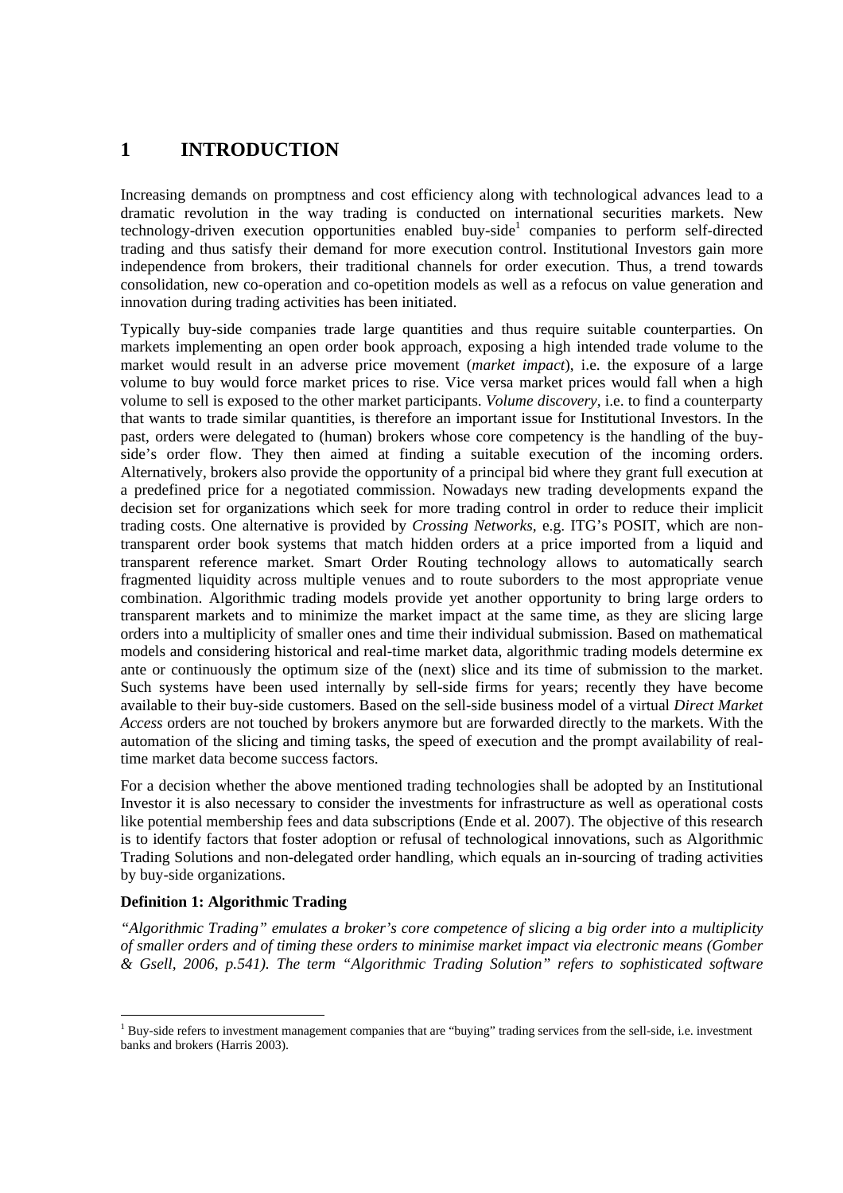# 1 INTRODUCTION

Increasing demands on promptness and cost efficiency along with technological advances lead to a dramatic revolution in the way trading is conducted on international securities markets. New technology-driven execution opportunities enabled buy-side[1] companies to perform self-directed trading and thus satisfy their demand for more execution control. Institutional Investors gain more independence from brokers, their traditional channels for order execution. Thus, a trend towards consolidation, new co-operation and co-opetition models as well as a refocus on value generation and innovation during trading activities has been initiated.

Typically buy-side companies trade large quantities and thus require suitable counterparties. On markets implementing an open order book approach, exposing a high intended trade volume to the market would result in an adverse price movement (*market impact*), i.e. the exposure of a large volume to buy would force market prices to rise. Vice versa market prices would fall when a high volume to sell is exposed to the other market participants. *Volume discovery*, i.e. to find a counterparty that wants to trade similar quantities, is therefore an important issue for Institutional Investors. In the past, orders were delegated to (human) brokers whose core competency is the handling of the buy-side's order flow. They then aimed at finding a suitable execution of the incoming orders. Alternatively, brokers also provide the opportunity of a principal bid where they grant full execution at a predefined price for a negotiated commission. Nowadays new trading developments expand the decision set for organizations which seek for more trading control in order to reduce their implicit trading costs. One alternative is provided by *Crossing Networks*, e.g. ITG's POSIT, which are non-transparent order book systems that match hidden orders at a price imported from a liquid and transparent reference market. Smart Order Routing technology allows to automatically search fragmented liquidity across multiple venues and to route suborders to the most appropriate venue combination. Algorithmic trading models provide yet another opportunity to bring large orders to transparent markets and to minimize the market impact at the same time, as they are slicing large orders into a multiplicity of smaller ones and time their individual submission. Based on mathematical models and considering historical and real-time market data, algorithmic trading models determine ex ante or continuously the optimum size of the (next) slice and its time of submission to the market. Such systems have been used internally by sell-side firms for years; recently they have become available to their buy-side customers. Based on the sell-side business model of a virtual *Direct Market Access* orders are not touched by brokers anymore but are forwarded directly to the markets. With the automation of the slicing and timing tasks, the speed of execution and the prompt availability of real-time market data become success factors.

For a decision whether the above mentioned trading technologies shall be adopted by an Institutional Investor it is also necessary to consider the investments for infrastructure as well as operational costs like potential membership fees and data subscriptions (Ende et al. 2007). The objective of this research is to identify factors that foster adoption or refusal of technological innovations, such as Algorithmic Trading Solutions and non-delegated order handling, which equals an in-sourcing of trading activities by buy-side organizations.

**Definition 1: Algorithmic Trading**

*"Algorithmic Trading" emulates a broker's core competence of slicing a big order into a multiplicity of smaller orders and of timing these orders to minimise market impact via electronic means (Gomber & Gsell, 2006, p.541). The term "Algorithmic Trading Solution" refers to sophisticated software*

[1] Buy-side refers to investment management companies that are "buying" trading services from the sell-side, i.e. investment banks and brokers (Harris 2003).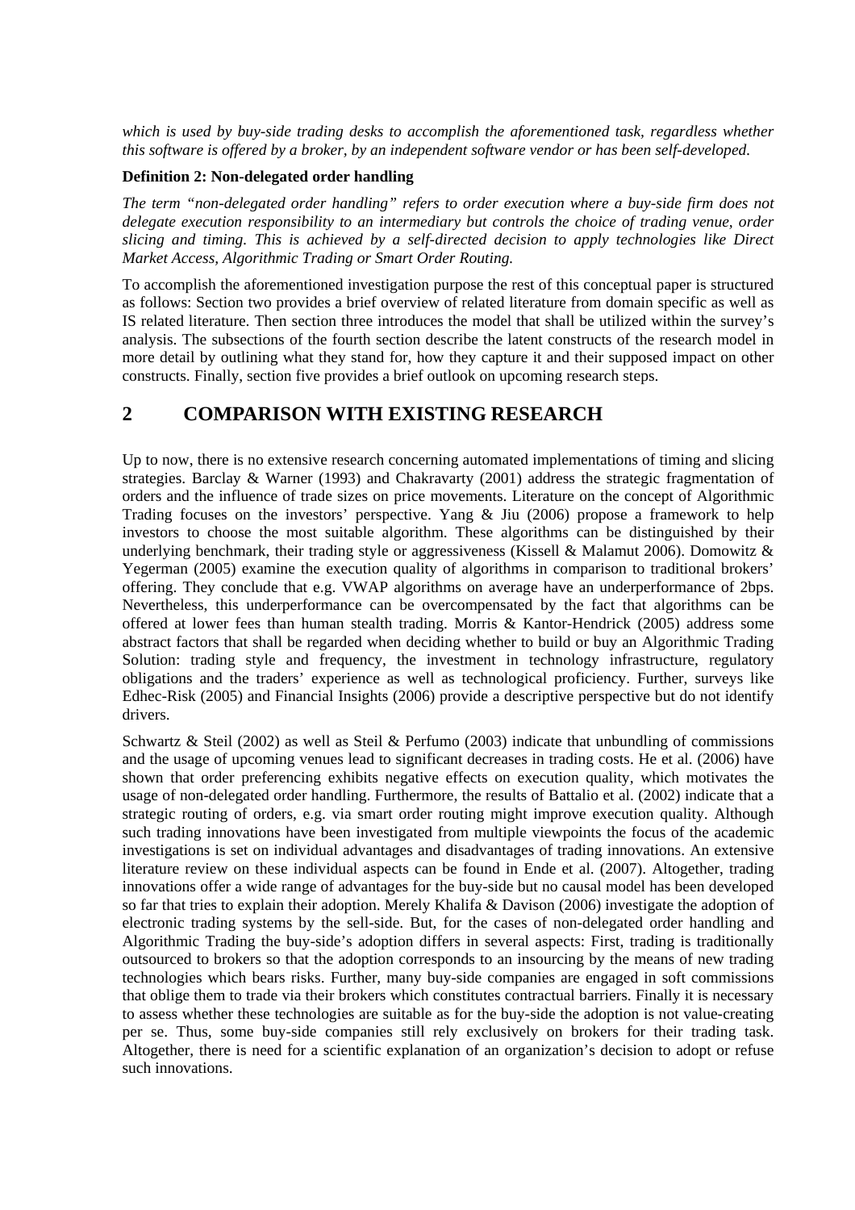*which is used by buy-side trading desks to accomplish the aforementioned task, regardless whether this software is offered by a broker, by an independent software vendor or has been self-developed.*

**Definition 2: Non-delegated order handling**

*The term "non-delegated order handling" refers to order execution where a buy-side firm does not delegate execution responsibility to an intermediary but controls the choice of trading venue, order slicing and timing. This is achieved by a self-directed decision to apply technologies like Direct Market Access, Algorithmic Trading or Smart Order Routing.*

To accomplish the aforementioned investigation purpose the rest of this conceptual paper is structured as follows: Section two provides a brief overview of related literature from domain specific as well as IS related literature. Then section three introduces the model that shall be utilized within the survey's analysis. The subsections of the fourth section describe the latent constructs of the research model in more detail by outlining what they stand for, how they capture it and their supposed impact on other constructs. Finally, section five provides a brief outlook on upcoming research steps.

# 2 COMPARISON WITH EXISTING RESEARCH

Up to now, there is no extensive research concerning automated implementations of timing and slicing strategies. Barclay & Warner (1993) and Chakravarty (2001) address the strategic fragmentation of orders and the influence of trade sizes on price movements. Literature on the concept of Algorithmic Trading focuses on the investors' perspective. Yang & Jiu (2006) propose a framework to help investors to choose the most suitable algorithm. These algorithms can be distinguished by their underlying benchmark, their trading style or aggressiveness (Kissell & Malamut 2006). Domowitz & Yegerman (2005) examine the execution quality of algorithms in comparison to traditional brokers' offering. They conclude that e.g. VWAP algorithms on average have an underperformance of 2bps. Nevertheless, this underperformance can be overcompensated by the fact that algorithms can be offered at lower fees than human stealth trading. Morris & Kantor-Hendrick (2005) address some abstract factors that shall be regarded when deciding whether to build or buy an Algorithmic Trading Solution: trading style and frequency, the investment in technology infrastructure, regulatory obligations and the traders' experience as well as technological proficiency. Further, surveys like Edhec-Risk (2005) and Financial Insights (2006) provide a descriptive perspective but do not identify drivers.

Schwartz & Steil (2002) as well as Steil & Perfumo (2003) indicate that unbundling of commissions and the usage of upcoming venues lead to significant decreases in trading costs. He et al. (2006) have shown that order preferencing exhibits negative effects on execution quality, which motivates the usage of non-delegated order handling. Furthermore, the results of Battalio et al. (2002) indicate that a strategic routing of orders, e.g. via smart order routing might improve execution quality. Although such trading innovations have been investigated from multiple viewpoints the focus of the academic investigations is set on individual advantages and disadvantages of trading innovations. An extensive literature review on these individual aspects can be found in Ende et al. (2007). Altogether, trading innovations offer a wide range of advantages for the buy-side but no causal model has been developed so far that tries to explain their adoption. Merely Khalifa & Davison (2006) investigate the adoption of electronic trading systems by the sell-side. But, for the cases of non-delegated order handling and Algorithmic Trading the buy-side's adoption differs in several aspects: First, trading is traditionally outsourced to brokers so that the adoption corresponds to an insourcing by the means of new trading technologies which bears risks. Further, many buy-side companies are engaged in soft commissions that oblige them to trade via their brokers which constitutes contractual barriers. Finally it is necessary to assess whether these technologies are suitable as for the buy-side the adoption is not value-creating per se. Thus, some buy-side companies still rely exclusively on brokers for their trading task. Altogether, there is need for a scientific explanation of an organization's decision to adopt or refuse such innovations.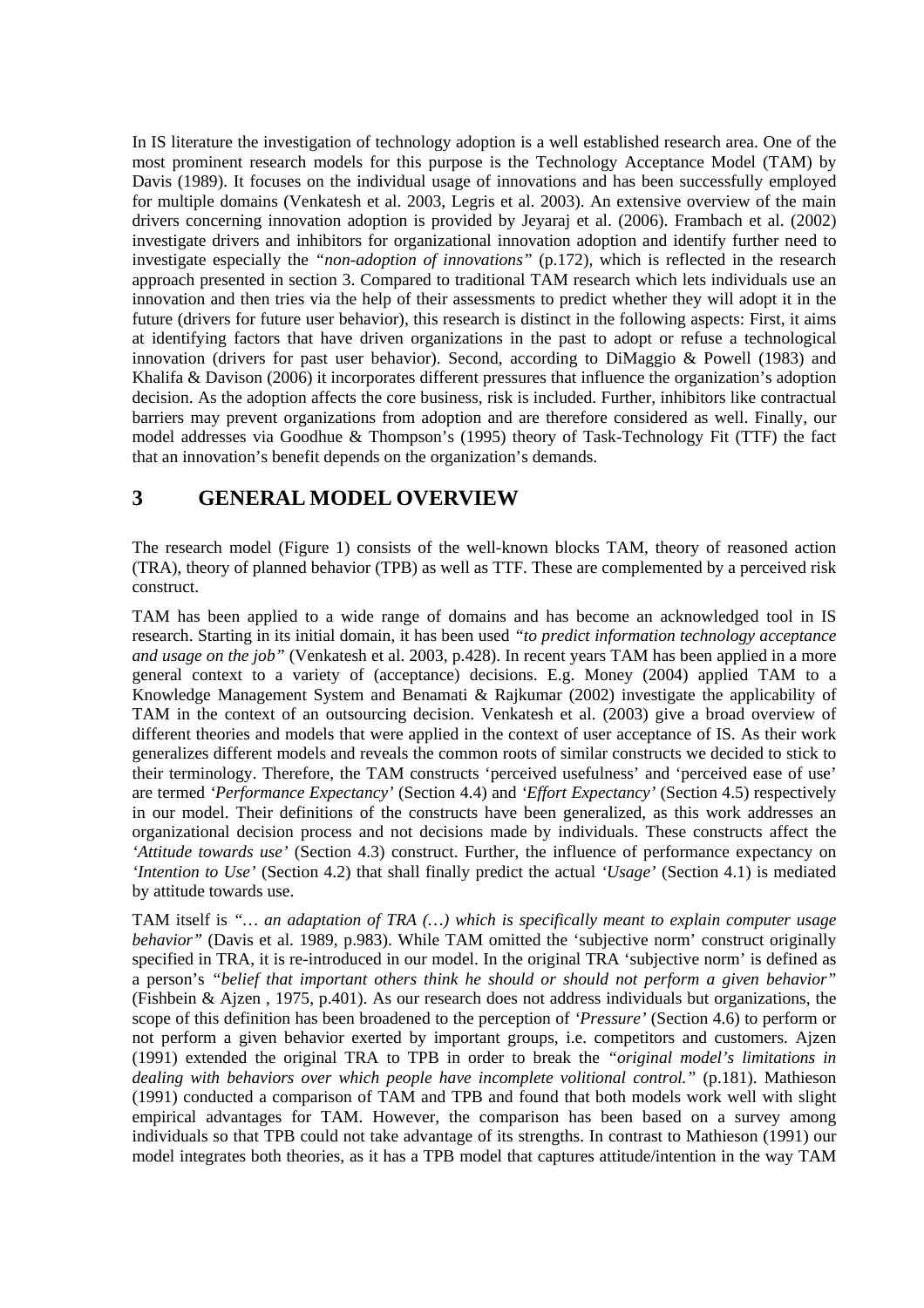In IS literature the investigation of technology adoption is a well established research area. One of the most prominent research models for this purpose is the Technology Acceptance Model (TAM) by Davis (1989). It focuses on the individual usage of innovations and has been successfully employed for multiple domains (Venkatesh et al. 2003, Legris et al. 2003). An extensive overview of the main drivers concerning innovation adoption is provided by Jeyaraj et al. (2006). Frambach et al. (2002) investigate drivers and inhibitors for organizational innovation adoption and identify further need to investigate especially the *"non-adoption of innovations"* (p.172), which is reflected in the research approach presented in section 3. Compared to traditional TAM research which lets individuals use an innovation and then tries via the help of their assessments to predict whether they will adopt it in the future (drivers for future user behavior), this research is distinct in the following aspects: First, it aims at identifying factors that have driven organizations in the past to adopt or refuse a technological innovation (drivers for past user behavior). Second, according to DiMaggio & Powell (1983) and Khalifa & Davison (2006) it incorporates different pressures that influence the organization's adoption decision. As the adoption affects the core business, risk is included. Further, inhibitors like contractual barriers may prevent organizations from adoption and are therefore considered as well. Finally, our model addresses via Goodhue & Thompson's (1995) theory of Task-Technology Fit (TTF) the fact that an innovation's benefit depends on the organization's demands.

# 3 GENERAL MODEL OVERVIEW

The research model (Figure 1) consists of the well-known blocks TAM, theory of reasoned action (TRA), theory of planned behavior (TPB) as well as TTF. These are complemented by a perceived risk construct.

TAM has been applied to a wide range of domains and has become an acknowledged tool in IS research. Starting in its initial domain, it has been used *"to predict information technology acceptance and usage on the job"* (Venkatesh et al. 2003, p.428). In recent years TAM has been applied in a more general context to a variety of (acceptance) decisions. E.g. Money (2004) applied TAM to a Knowledge Management System and Benamati & Rajkumar (2002) investigate the applicability of TAM in the context of an outsourcing decision. Venkatesh et al. (2003) give a broad overview of different theories and models that were applied in the context of user acceptance of IS. As their work generalizes different models and reveals the common roots of similar constructs we decided to stick to their terminology. Therefore, the TAM constructs 'perceived usefulness' and 'perceived ease of use' are termed *'Performance Expectancy'* (Section 4.4) and *'Effort Expectancy'* (Section 4.5) respectively in our model. Their definitions of the constructs have been generalized, as this work addresses an organizational decision process and not decisions made by individuals. These constructs affect the *'Attitude towards use'* (Section 4.3) construct. Further, the influence of performance expectancy on *'Intention to Use'* (Section 4.2) that shall finally predict the actual *'Usage'* (Section 4.1) is mediated by attitude towards use.

TAM itself is *"… an adaptation of TRA (…) which is specifically meant to explain computer usage behavior"* (Davis et al. 1989, p.983). While TAM omitted the 'subjective norm' construct originally specified in TRA, it is re-introduced in our model. In the original TRA 'subjective norm' is defined as a person's *"belief that important others think he should or should not perform a given behavior"* (Fishbein & Ajzen , 1975, p.401). As our research does not address individuals but organizations, the scope of this definition has been broadened to the perception of *'Pressure'* (Section 4.6) to perform or not perform a given behavior exerted by important groups, i.e. competitors and customers. Ajzen (1991) extended the original TRA to TPB in order to break the *"original model's limitations in dealing with behaviors over which people have incomplete volitional control."* (p.181). Mathieson (1991) conducted a comparison of TAM and TPB and found that both models work well with slight empirical advantages for TAM. However, the comparison has been based on a survey among individuals so that TPB could not take advantage of its strengths. In contrast to Mathieson (1991) our model integrates both theories, as it has a TPB model that captures attitude/intention in the way TAM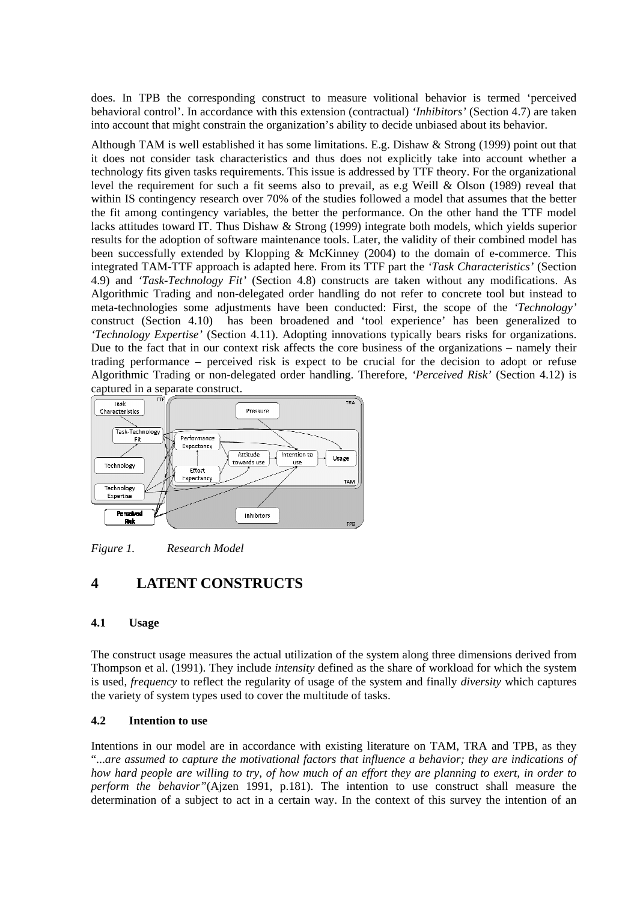does. In TPB the corresponding construct to measure volitional behavior is termed 'perceived behavioral control'. In accordance with this extension (contractual) *'Inhibitors'* (Section 4.7) are taken into account that might constrain the organization's ability to decide unbiased about its behavior.

Although TAM is well established it has some limitations. E.g. Dishaw & Strong (1999) point out that it does not consider task characteristics and thus does not explicitly take into account whether a technology fits given tasks requirements. This issue is addressed by TTF theory. For the organizational level the requirement for such a fit seems also to prevail, as e.g Weill & Olson (1989) reveal that within IS contingency research over 70% of the studies followed a model that assumes that the better the fit among contingency variables, the better the performance. On the other hand the TTF model lacks attitudes toward IT. Thus Dishaw & Strong (1999) integrate both models, which yields superior results for the adoption of software maintenance tools. Later, the validity of their combined model has been successfully extended by Klopping & McKinney (2004) to the domain of e-commerce. This integrated TAM-TTF approach is adapted here. From its TTF part the *'Task Characteristics'* (Section 4.9) and *'Task-Technology Fit'* (Section 4.8) constructs are taken without any modifications. As Algorithmic Trading and non-delegated order handling do not refer to concrete tool but instead to meta-technologies some adjustments have been conducted: First, the scope of the *'Technology'* construct (Section 4.10) has been broadened and 'tool experience' has been generalized to *'Technology Expertise'* (Section 4.11). Adopting innovations typically bears risks for organizations. Due to the fact that in our context risk affects the core business of the organizations – namely their trading performance – perceived risk is expect to be crucial for the decision to adopt or refuse Algorithmic Trading or non-delegated order handling. Therefore, *'Perceived Risk'* (Section 4.12) is captured in a separate construct.

*Figure 1. Research Model*

# 4 LATENT CONSTRUCTS

## 4.1 Usage

The construct usage measures the actual utilization of the system along three dimensions derived from Thompson et al. (1991). They include *intensity* defined as the share of workload for which the system is used, *frequency* to reflect the regularity of usage of the system and finally *diversity* which captures the variety of system types used to cover the multitude of tasks.

## 4.2 Intention to use

Intentions in our model are in accordance with existing literature on TAM, TRA and TPB, as they "*...are assumed to capture the motivational factors that influence a behavior; they are indications of how hard people are willing to try, of how much of an effort they are planning to exert, in order to perform the behavior"*(Ajzen 1991, p.181). The intention to use construct shall measure the determination of a subject to act in a certain way. In the context of this survey the intention of an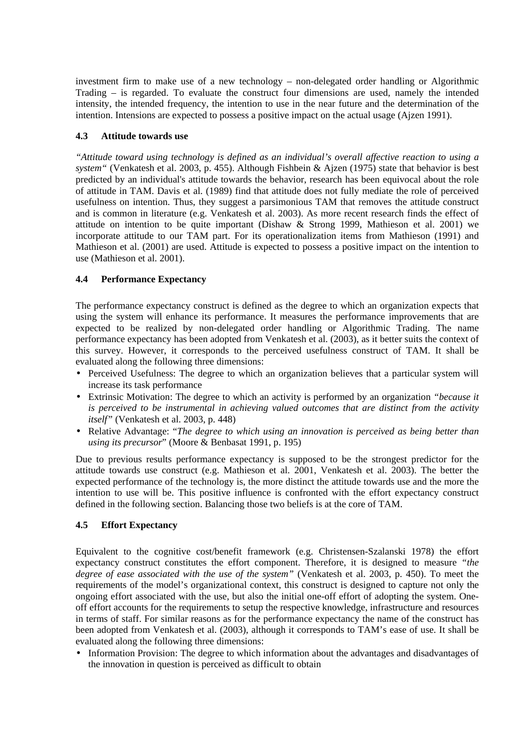investment firm to make use of a new technology – non-delegated order handling or Algorithmic Trading – is regarded. To evaluate the construct four dimensions are used, namely the intended intensity, the intended frequency, the intention to use in the near future and the determination of the intention. Intensions are expected to possess a positive impact on the actual usage (Ajzen 1991).

### 4.3 Attitude towards use

*"Attitude toward using technology is defined as an individual's overall affective reaction to using a system"* (Venkatesh et al. 2003, p. 455). Although Fishbein & Ajzen (1975) state that behavior is best predicted by an individual's attitude towards the behavior, research has been equivocal about the role of attitude in TAM. Davis et al. (1989) find that attitude does not fully mediate the role of perceived usefulness on intention. Thus, they suggest a parsimonious TAM that removes the attitude construct and is common in literature (e.g. Venkatesh et al. 2003). As more recent research finds the effect of attitude on intention to be quite important (Dishaw & Strong 1999, Mathieson et al. 2001) we incorporate attitude to our TAM part. For its operationalization items from Mathieson (1991) and Mathieson et al. (2001) are used. Attitude is expected to possess a positive impact on the intention to use (Mathieson et al. 2001).

### 4.4 Performance Expectancy

The performance expectancy construct is defined as the degree to which an organization expects that using the system will enhance its performance. It measures the performance improvements that are expected to be realized by non-delegated order handling or Algorithmic Trading. The name performance expectancy has been adopted from Venkatesh et al. (2003), as it better suits the context of this survey. However, it corresponds to the perceived usefulness construct of TAM. It shall be evaluated along the following three dimensions:

- Perceived Usefulness: The degree to which an organization believes that a particular system will increase its task performance
- Extrinsic Motivation: The degree to which an activity is performed by an organization *"because it is perceived to be instrumental in achieving valued outcomes that are distinct from the activity itself"* (Venkatesh et al. 2003, p. 448)
- Relative Advantage: "*The degree to which using an innovation is perceived as being better than using its precursor*" (Moore & Benbasat 1991, p. 195)

Due to previous results performance expectancy is supposed to be the strongest predictor for the attitude towards use construct (e.g. Mathieson et al. 2001, Venkatesh et al. 2003). The better the expected performance of the technology is, the more distinct the attitude towards use and the more the intention to use will be. This positive influence is confronted with the effort expectancy construct defined in the following section. Balancing those two beliefs is at the core of TAM.

### 4.5 Effort Expectancy

Equivalent to the cognitive cost/benefit framework (e.g. Christensen-Szalanski 1978) the effort expectancy construct constitutes the effort component. Therefore, it is designed to measure *"the degree of ease associated with the use of the system"* (Venkatesh et al. 2003, p. 450). To meet the requirements of the model's organizational context, this construct is designed to capture not only the ongoing effort associated with the use, but also the initial one-off effort of adopting the system. One-off effort accounts for the requirements to setup the respective knowledge, infrastructure and resources in terms of staff. For similar reasons as for the performance expectancy the name of the construct has been adopted from Venkatesh et al. (2003), although it corresponds to TAM's ease of use. It shall be evaluated along the following three dimensions:

- Information Provision: The degree to which information about the advantages and disadvantages of the innovation in question is perceived as difficult to obtain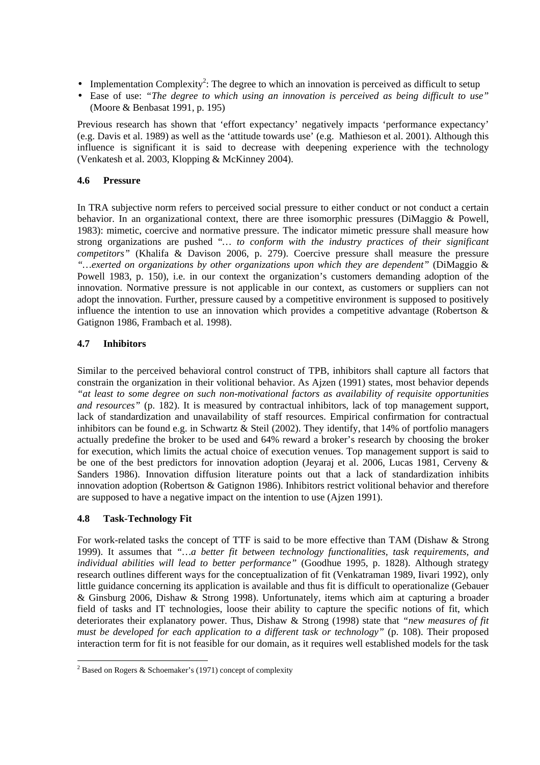- Implementation Complexity[2]: The degree to which an innovation is perceived as difficult to setup
- Ease of use: *"The degree to which using an innovation is perceived as being difficult to use"* (Moore & Benbasat 1991, p. 195)

Previous research has shown that 'effort expectancy' negatively impacts 'performance expectancy' (e.g. Davis et al. 1989) as well as the 'attitude towards use' (e.g. Mathieson et al. 2001). Although this influence is significant it is said to decrease with deepening experience with the technology (Venkatesh et al. 2003, Klopping & McKinney 2004).

### 4.6 Pressure

In TRA subjective norm refers to perceived social pressure to either conduct or not conduct a certain behavior. In an organizational context, there are three isomorphic pressures (DiMaggio & Powell, 1983): mimetic, coercive and normative pressure. The indicator mimetic pressure shall measure how strong organizations are pushed *"… to conform with the industry practices of their significant competitors"* (Khalifa & Davison 2006, p. 279). Coercive pressure shall measure the pressure *"…exerted on organizations by other organizations upon which they are dependent"* (DiMaggio & Powell 1983, p. 150), i.e. in our context the organization's customers demanding adoption of the innovation. Normative pressure is not applicable in our context, as customers or suppliers can not adopt the innovation. Further, pressure caused by a competitive environment is supposed to positively influence the intention to use an innovation which provides a competitive advantage (Robertson & Gatignon 1986, Frambach et al. 1998).

### 4.7 Inhibitors

Similar to the perceived behavioral control construct of TPB, inhibitors shall capture all factors that constrain the organization in their volitional behavior. As Ajzen (1991) states, most behavior depends *"at least to some degree on such non-motivational factors as availability of requisite opportunities and resources"* (p. 182). It is measured by contractual inhibitors, lack of top management support, lack of standardization and unavailability of staff resources. Empirical confirmation for contractual inhibitors can be found e.g. in Schwartz & Steil (2002). They identify, that 14% of portfolio managers actually predefine the broker to be used and 64% reward a broker's research by choosing the broker for execution, which limits the actual choice of execution venues. Top management support is said to be one of the best predictors for innovation adoption (Jeyaraj et al. 2006, Lucas 1981, Cerveny & Sanders 1986). Innovation diffusion literature points out that a lack of standardization inhibits innovation adoption (Robertson & Gatignon 1986). Inhibitors restrict volitional behavior and therefore are supposed to have a negative impact on the intention to use (Ajzen 1991).

### 4.8 Task-Technology Fit

For work-related tasks the concept of TTF is said to be more effective than TAM (Dishaw & Strong 1999). It assumes that *"…a better fit between technology functionalities, task requirements, and individual abilities will lead to better performance"* (Goodhue 1995, p. 1828). Although strategy research outlines different ways for the conceptualization of fit (Venkatraman 1989, Iivari 1992), only little guidance concerning its application is available and thus fit is difficult to operationalize (Gebauer & Ginsburg 2006, Dishaw & Strong 1998). Unfortunately, items which aim at capturing a broader field of tasks and IT technologies, loose their ability to capture the specific notions of fit, which deteriorates their explanatory power. Thus, Dishaw & Strong (1998) state that *"new measures of fit must be developed for each application to a different task or technology"* (p. 108). Their proposed interaction term for fit is not feasible for our domain, as it requires well established models for the task

[2] Based on Rogers & Schoemaker's (1971) concept of complexity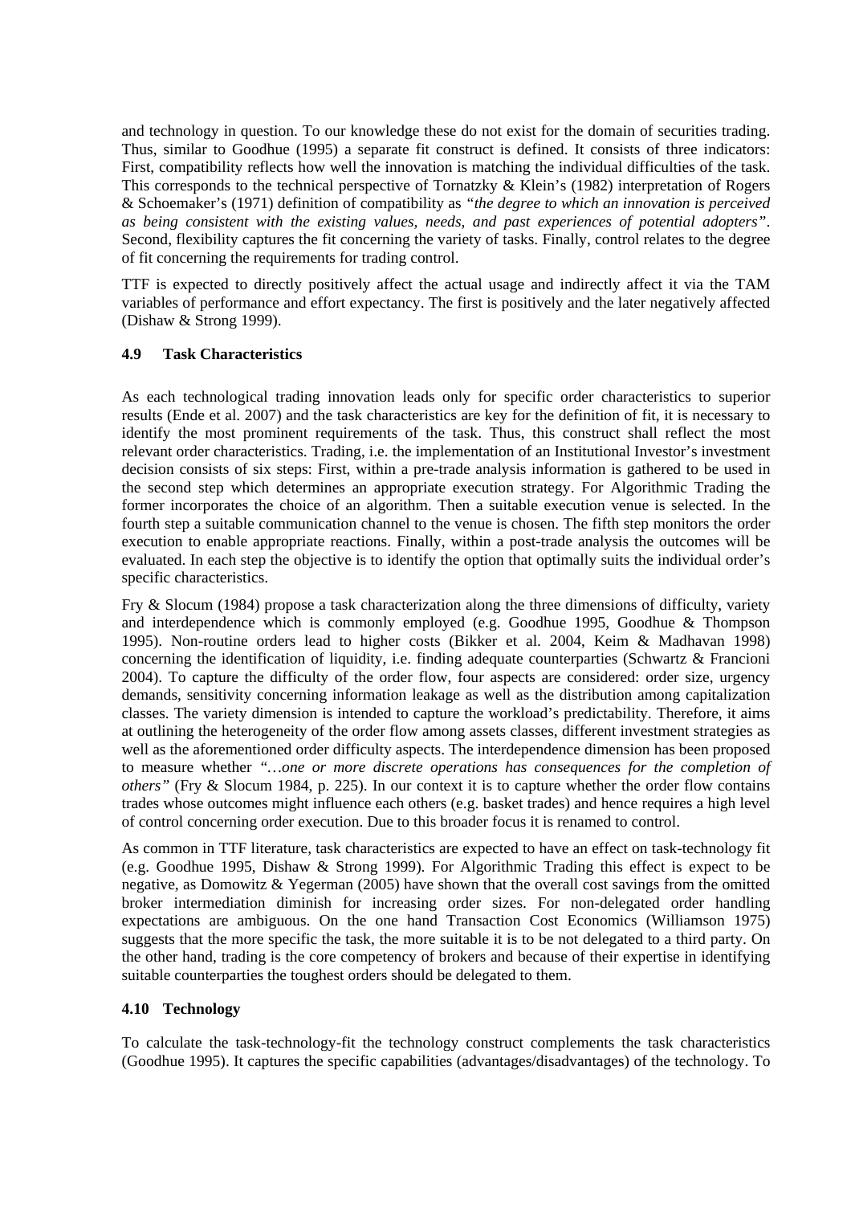and technology in question. To our knowledge these do not exist for the domain of securities trading. Thus, similar to Goodhue (1995) a separate fit construct is defined. It consists of three indicators: First, compatibility reflects how well the innovation is matching the individual difficulties of the task. This corresponds to the technical perspective of Tornatzky & Klein's (1982) interpretation of Rogers & Schoemaker's (1971) definition of compatibility as *"the degree to which an innovation is perceived as being consistent with the existing values, needs, and past experiences of potential adopters"*. Second, flexibility captures the fit concerning the variety of tasks. Finally, control relates to the degree of fit concerning the requirements for trading control.

TTF is expected to directly positively affect the actual usage and indirectly affect it via the TAM variables of performance and effort expectancy. The first is positively and the later negatively affected (Dishaw & Strong 1999).

### 4.9 Task Characteristics

As each technological trading innovation leads only for specific order characteristics to superior results (Ende et al. 2007) and the task characteristics are key for the definition of fit, it is necessary to identify the most prominent requirements of the task. Thus, this construct shall reflect the most relevant order characteristics. Trading, i.e. the implementation of an Institutional Investor's investment decision consists of six steps: First, within a pre-trade analysis information is gathered to be used in the second step which determines an appropriate execution strategy. For Algorithmic Trading the former incorporates the choice of an algorithm. Then a suitable execution venue is selected. In the fourth step a suitable communication channel to the venue is chosen. The fifth step monitors the order execution to enable appropriate reactions. Finally, within a post-trade analysis the outcomes will be evaluated. In each step the objective is to identify the option that optimally suits the individual order's specific characteristics.

Fry & Slocum (1984) propose a task characterization along the three dimensions of difficulty, variety and interdependence which is commonly employed (e.g. Goodhue 1995, Goodhue & Thompson 1995). Non-routine orders lead to higher costs (Bikker et al. 2004, Keim & Madhavan 1998) concerning the identification of liquidity, i.e. finding adequate counterparties (Schwartz & Francioni 2004). To capture the difficulty of the order flow, four aspects are considered: order size, urgency demands, sensitivity concerning information leakage as well as the distribution among capitalization classes. The variety dimension is intended to capture the workload's predictability. Therefore, it aims at outlining the heterogeneity of the order flow among assets classes, different investment strategies as well as the aforementioned order difficulty aspects. The interdependence dimension has been proposed to measure whether *"…one or more discrete operations has consequences for the completion of others"* (Fry & Slocum 1984, p. 225). In our context it is to capture whether the order flow contains trades whose outcomes might influence each others (e.g. basket trades) and hence requires a high level of control concerning order execution. Due to this broader focus it is renamed to control.

As common in TTF literature, task characteristics are expected to have an effect on task-technology fit (e.g. Goodhue 1995, Dishaw & Strong 1999). For Algorithmic Trading this effect is expect to be negative, as Domowitz & Yegerman (2005) have shown that the overall cost savings from the omitted broker intermediation diminish for increasing order sizes. For non-delegated order handling expectations are ambiguous. On the one hand Transaction Cost Economics (Williamson 1975) suggests that the more specific the task, the more suitable it is to be not delegated to a third party. On the other hand, trading is the core competency of brokers and because of their expertise in identifying suitable counterparties the toughest orders should be delegated to them.

### 4.10 Technology

To calculate the task-technology-fit the technology construct complements the task characteristics (Goodhue 1995). It captures the specific capabilities (advantages/disadvantages) of the technology. To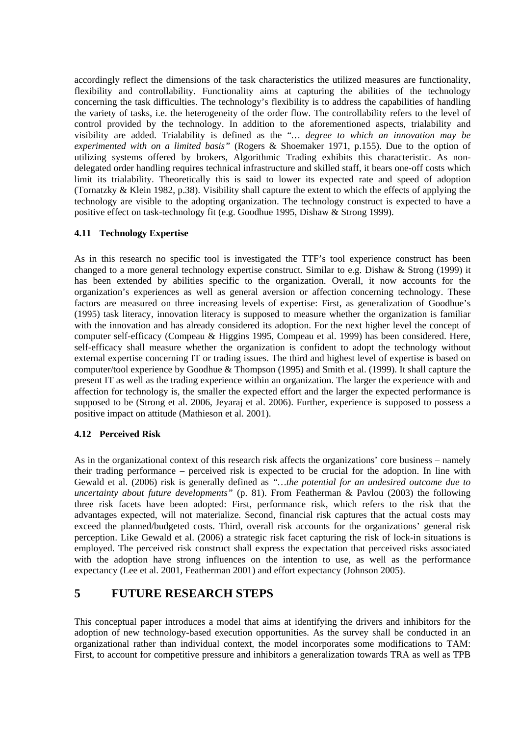accordingly reflect the dimensions of the task characteristics the utilized measures are functionality, flexibility and controllability. Functionality aims at capturing the abilities of the technology concerning the task difficulties. The technology's flexibility is to address the capabilities of handling the variety of tasks, i.e. the heterogeneity of the order flow. The controllability refers to the level of control provided by the technology. In addition to the aforementioned aspects, trialability and visibility are added. Trialability is defined as the *"… degree to which an innovation may be experimented with on a limited basis"* (Rogers & Shoemaker 1971, p.155). Due to the option of utilizing systems offered by brokers, Algorithmic Trading exhibits this characteristic. As non-delegated order handling requires technical infrastructure and skilled staff, it bears one-off costs which limit its trialability. Theoretically this is said to lower its expected rate and speed of adoption (Tornatzky & Klein 1982, p.38). Visibility shall capture the extent to which the effects of applying the technology are visible to the adopting organization. The technology construct is expected to have a positive effect on task-technology fit (e.g. Goodhue 1995, Dishaw & Strong 1999).

### 4.11 Technology Expertise

As in this research no specific tool is investigated the TTF's tool experience construct has been changed to a more general technology expertise construct. Similar to e.g. Dishaw & Strong (1999) it has been extended by abilities specific to the organization. Overall, it now accounts for the organization's experiences as well as general aversion or affection concerning technology. These factors are measured on three increasing levels of expertise: First, as generalization of Goodhue's (1995) task literacy, innovation literacy is supposed to measure whether the organization is familiar with the innovation and has already considered its adoption. For the next higher level the concept of computer self-efficacy (Compeau & Higgins 1995, Compeau et al. 1999) has been considered. Here, self-efficacy shall measure whether the organization is confident to adopt the technology without external expertise concerning IT or trading issues. The third and highest level of expertise is based on computer/tool experience by Goodhue & Thompson (1995) and Smith et al. (1999). It shall capture the present IT as well as the trading experience within an organization. The larger the experience with and affection for technology is, the smaller the expected effort and the larger the expected performance is supposed to be (Strong et al. 2006, Jeyaraj et al. 2006). Further, experience is supposed to possess a positive impact on attitude (Mathieson et al. 2001).

### 4.12 Perceived Risk

As in the organizational context of this research risk affects the organizations' core business – namely their trading performance – perceived risk is expected to be crucial for the adoption. In line with Gewald et al. (2006) risk is generally defined as *"…the potential for an undesired outcome due to uncertainty about future developments"* (p. 81). From Featherman & Pavlou (2003) the following three risk facets have been adopted: First, performance risk, which refers to the risk that the advantages expected, will not materialize. Second, financial risk captures that the actual costs may exceed the planned/budgeted costs. Third, overall risk accounts for the organizations' general risk perception. Like Gewald et al. (2006) a strategic risk facet capturing the risk of lock-in situations is employed. The perceived risk construct shall express the expectation that perceived risks associated with the adoption have strong influences on the intention to use, as well as the performance expectancy (Lee et al. 2001, Featherman 2001) and effort expectancy (Johnson 2005).

## 5 FUTURE RESEARCH STEPS

This conceptual paper introduces a model that aims at identifying the drivers and inhibitors for the adoption of new technology-based execution opportunities. As the survey shall be conducted in an organizational rather than individual context, the model incorporates some modifications to TAM: First, to account for competitive pressure and inhibitors a generalization towards TRA as well as TPB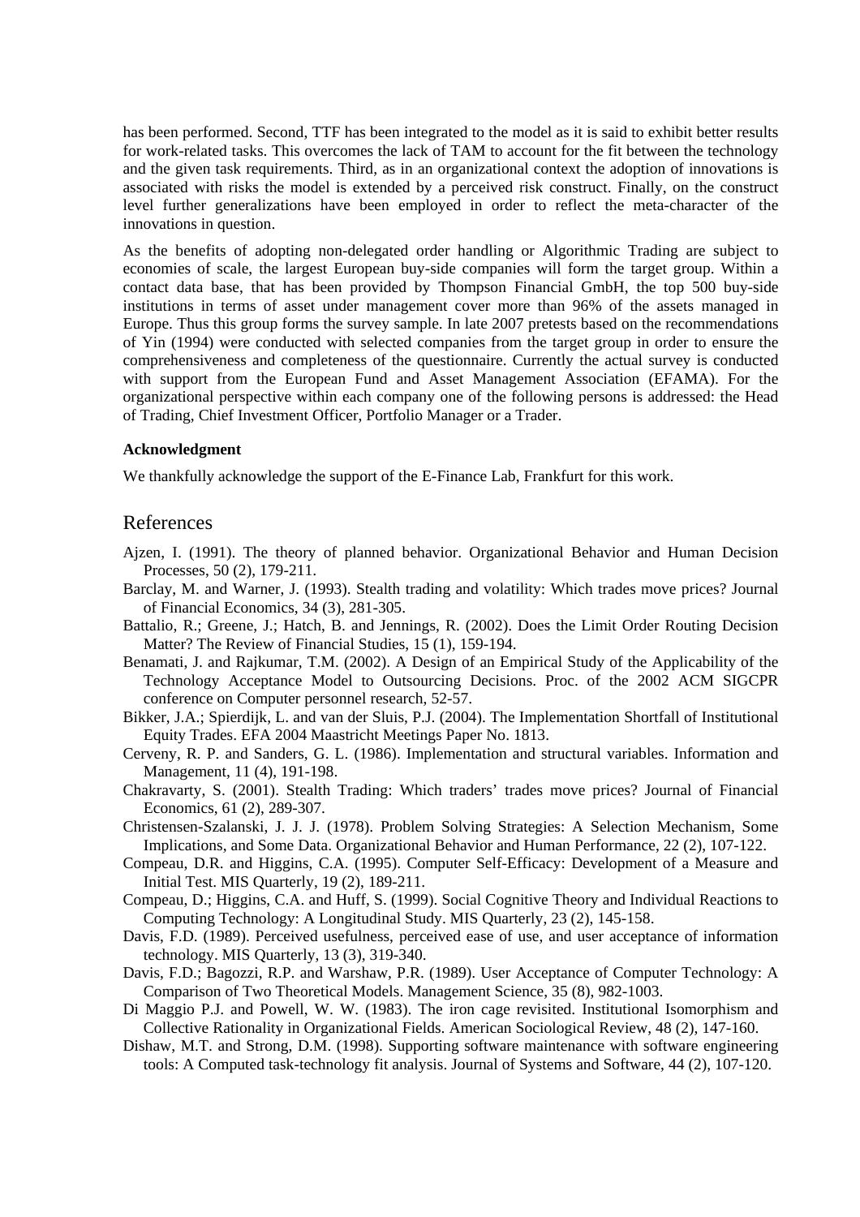has been performed. Second, TTF has been integrated to the model as it is said to exhibit better results for work-related tasks. This overcomes the lack of TAM to account for the fit between the technology and the given task requirements. Third, as in an organizational context the adoption of innovations is associated with risks the model is extended by a perceived risk construct. Finally, on the construct level further generalizations have been employed in order to reflect the meta-character of the innovations in question.

As the benefits of adopting non-delegated order handling or Algorithmic Trading are subject to economies of scale, the largest European buy-side companies will form the target group. Within a contact data base, that has been provided by Thompson Financial GmbH, the top 500 buy-side institutions in terms of asset under management cover more than 96% of the assets managed in Europe. Thus this group forms the survey sample. In late 2007 pretests based on the recommendations of Yin (1994) were conducted with selected companies from the target group in order to ensure the comprehensiveness and completeness of the questionnaire. Currently the actual survey is conducted with support from the European Fund and Asset Management Association (EFAMA). For the organizational perspective within each company one of the following persons is addressed: the Head of Trading, Chief Investment Officer, Portfolio Manager or a Trader.

**Acknowledgment**

We thankfully acknowledge the support of the E-Finance Lab, Frankfurt for this work.

# References

Ajzen, I. (1991). The theory of planned behavior. Organizational Behavior and Human Decision Processes, 50 (2), 179-211.

Barclay, M. and Warner, J. (1993). Stealth trading and volatility: Which trades move prices? Journal of Financial Economics, 34 (3), 281-305.

Battalio, R.; Greene, J.; Hatch, B. and Jennings, R. (2002). Does the Limit Order Routing Decision Matter? The Review of Financial Studies, 15 (1), 159-194.

Benamati, J. and Rajkumar, T.M. (2002). A Design of an Empirical Study of the Applicability of the Technology Acceptance Model to Outsourcing Decisions. Proc. of the 2002 ACM SIGCPR conference on Computer personnel research, 52-57.

Bikker, J.A.; Spierdijk, L. and van der Sluis, P.J. (2004). The Implementation Shortfall of Institutional Equity Trades. EFA 2004 Maastricht Meetings Paper No. 1813.

Cerveny, R. P. and Sanders, G. L. (1986). Implementation and structural variables. Information and Management, 11 (4), 191-198.

Chakravarty, S. (2001). Stealth Trading: Which traders' trades move prices? Journal of Financial Economics, 61 (2), 289-307.

Christensen-Szalanski, J. J. J. (1978). Problem Solving Strategies: A Selection Mechanism, Some Implications, and Some Data. Organizational Behavior and Human Performance, 22 (2), 107-122.

Compeau, D.R. and Higgins, C.A. (1995). Computer Self-Efficacy: Development of a Measure and Initial Test. MIS Quarterly, 19 (2), 189-211.

Compeau, D.; Higgins, C.A. and Huff, S. (1999). Social Cognitive Theory and Individual Reactions to Computing Technology: A Longitudinal Study. MIS Quarterly, 23 (2), 145-158.

Davis, F.D. (1989). Perceived usefulness, perceived ease of use, and user acceptance of information technology. MIS Quarterly, 13 (3), 319-340.

Davis, F.D.; Bagozzi, R.P. and Warshaw, P.R. (1989). User Acceptance of Computer Technology: A Comparison of Two Theoretical Models. Management Science, 35 (8), 982-1003.

Di Maggio P.J. and Powell, W. W. (1983). The iron cage revisited. Institutional Isomorphism and Collective Rationality in Organizational Fields. American Sociological Review, 48 (2), 147-160.

Dishaw, M.T. and Strong, D.M. (1998). Supporting software maintenance with software engineering tools: A Computed task-technology fit analysis. Journal of Systems and Software, 44 (2), 107-120.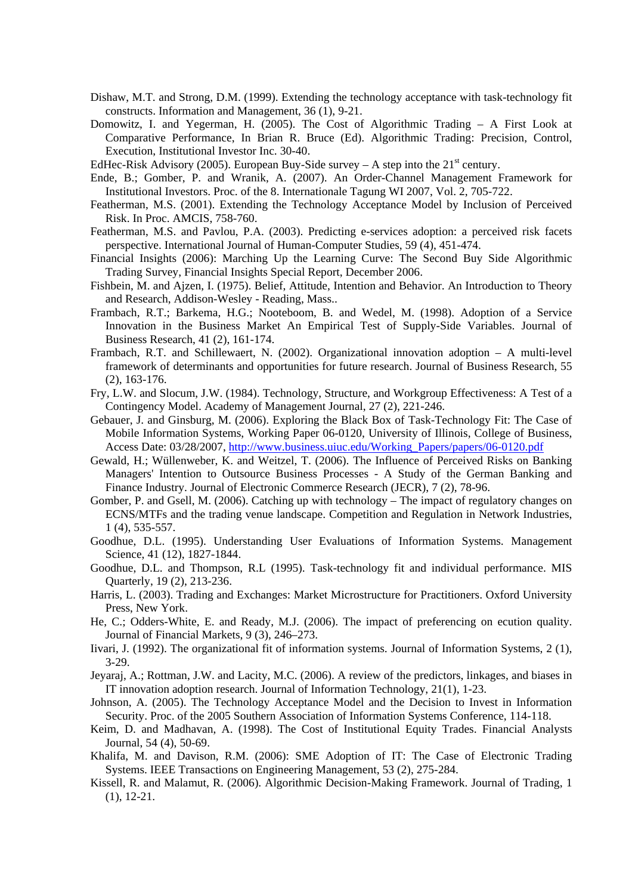Dishaw, M.T. and Strong, D.M. (1999). Extending the technology acceptance with task-technology fit constructs. Information and Management, 36 (1), 9-21.

Domowitz, I. and Yegerman, H. (2005). The Cost of Algorithmic Trading – A First Look at Comparative Performance, In Brian R. Bruce (Ed). Algorithmic Trading: Precision, Control, Execution, Institutional Investor Inc. 30-40.

EdHec-Risk Advisory (2005). European Buy-Side survey – A step into the 21st century.

Ende, B.; Gomber, P. and Wranik, A. (2007). An Order-Channel Management Framework for Institutional Investors. Proc. of the 8. Internationale Tagung WI 2007, Vol. 2, 705-722.

Featherman, M.S. (2001). Extending the Technology Acceptance Model by Inclusion of Perceived Risk. In Proc. AMCIS, 758-760.

Featherman, M.S. and Pavlou, P.A. (2003). Predicting e-services adoption: a perceived risk facets perspective. International Journal of Human-Computer Studies, 59 (4), 451-474.

Financial Insights (2006): Marching Up the Learning Curve: The Second Buy Side Algorithmic Trading Survey, Financial Insights Special Report, December 2006.

Fishbein, M. and Ajzen, I. (1975). Belief, Attitude, Intention and Behavior. An Introduction to Theory and Research, Addison-Wesley - Reading, Mass..

Frambach, R.T.; Barkema, H.G.; Nooteboom, B. and Wedel, M. (1998). Adoption of a Service Innovation in the Business Market An Empirical Test of Supply-Side Variables. Journal of Business Research, 41 (2), 161-174.

Frambach, R.T. and Schillewaert, N. (2002). Organizational innovation adoption – A multi-level framework of determinants and opportunities for future research. Journal of Business Research, 55 (2), 163-176.

Fry, L.W. and Slocum, J.W. (1984). Technology, Structure, and Workgroup Effectiveness: A Test of a Contingency Model. Academy of Management Journal, 27 (2), 221-246.

Gebauer, J. and Ginsburg, M. (2006). Exploring the Black Box of Task-Technology Fit: The Case of Mobile Information Systems, Working Paper 06-0120, University of Illinois, College of Business, Access Date: 03/28/2007, http://www.business.uiuc.edu/Working_Papers/papers/06-0120.pdf

Gewald, H.; Wüllenweber, K. and Weitzel, T. (2006). The Influence of Perceived Risks on Banking Managers' Intention to Outsource Business Processes - A Study of the German Banking and Finance Industry. Journal of Electronic Commerce Research (JECR), 7 (2), 78-96.

Gomber, P. and Gsell, M. (2006). Catching up with technology – The impact of regulatory changes on ECNS/MTFs and the trading venue landscape. Competition and Regulation in Network Industries, 1 (4), 535-557.

Goodhue, D.L. (1995). Understanding User Evaluations of Information Systems. Management Science, 41 (12), 1827-1844.

Goodhue, D.L. and Thompson, R.L (1995). Task-technology fit and individual performance. MIS Quarterly, 19 (2), 213-236.

Harris, L. (2003). Trading and Exchanges: Market Microstructure for Practitioners. Oxford University Press, New York.

He, C.; Odders-White, E. and Ready, M.J. (2006). The impact of preferencing on ecution quality. Journal of Financial Markets, 9 (3), 246–273.

Iivari, J. (1992). The organizational fit of information systems. Journal of Information Systems, 2 (1), 3-29.

Jeyaraj, A.; Rottman, J.W. and Lacity, M.C. (2006). A review of the predictors, linkages, and biases in IT innovation adoption research. Journal of Information Technology, 21(1), 1-23.

Johnson, A. (2005). The Technology Acceptance Model and the Decision to Invest in Information Security. Proc. of the 2005 Southern Association of Information Systems Conference, 114-118.

Keim, D. and Madhavan, A. (1998). The Cost of Institutional Equity Trades. Financial Analysts Journal, 54 (4), 50-69.

Khalifa, M. and Davison, R.M. (2006): SME Adoption of IT: The Case of Electronic Trading Systems. IEEE Transactions on Engineering Management, 53 (2), 275-284.

Kissell, R. and Malamut, R. (2006). Algorithmic Decision-Making Framework. Journal of Trading, 1 (1), 12-21.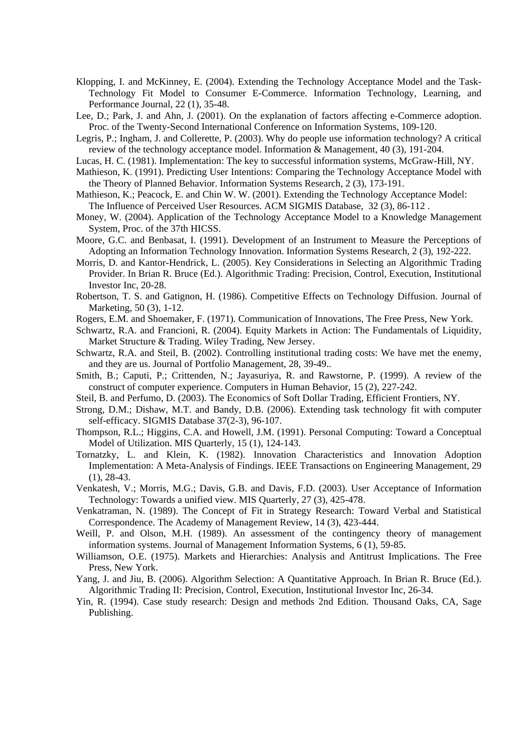Klopping, I. and McKinney, E. (2004). Extending the Technology Acceptance Model and the Task-Technology Fit Model to Consumer E-Commerce. Information Technology, Learning, and Performance Journal, 22 (1), 35-48.

Lee, D.; Park, J. and Ahn, J. (2001). On the explanation of factors affecting e-Commerce adoption. Proc. of the Twenty-Second International Conference on Information Systems, 109-120.

Legris, P.; Ingham, J. and Collerette, P. (2003). Why do people use information technology? A critical review of the technology acceptance model. Information & Management, 40 (3), 191-204.

Lucas, H. C. (1981). Implementation: The key to successful information systems, McGraw-Hill, NY.

Mathieson, K. (1991). Predicting User Intentions: Comparing the Technology Acceptance Model with the Theory of Planned Behavior. Information Systems Research, 2 (3), 173-191.

Mathieson, K.; Peacock, E. and Chin W. W. (2001). Extending the Technology Acceptance Model: The Influence of Perceived User Resources. ACM SIGMIS Database, 32 (3), 86-112 .

Money, W. (2004). Application of the Technology Acceptance Model to a Knowledge Management System, Proc. of the 37th HICSS.

Moore, G.C. and Benbasat, I. (1991). Development of an Instrument to Measure the Perceptions of Adopting an Information Technology Innovation. Information Systems Research, 2 (3), 192-222.

Morris, D. and Kantor-Hendrick, L. (2005). Key Considerations in Selecting an Algorithmic Trading Provider. In Brian R. Bruce (Ed.). Algorithmic Trading: Precision, Control, Execution, Institutional Investor Inc, 20-28.

Robertson, T. S. and Gatignon, H. (1986). Competitive Effects on Technology Diffusion. Journal of Marketing, 50 (3), 1-12.

Rogers, E.M. and Shoemaker, F. (1971). Communication of Innovations, The Free Press, New York.

Schwartz, R.A. and Francioni, R. (2004). Equity Markets in Action: The Fundamentals of Liquidity, Market Structure & Trading. Wiley Trading, New Jersey.

Schwartz, R.A. and Steil, B. (2002). Controlling institutional trading costs: We have met the enemy, and they are us. Journal of Portfolio Management, 28, 39-49..

Smith, B.; Caputi, P.; Crittenden, N.; Jayasuriya, R. and Rawstorne, P. (1999). A review of the construct of computer experience. Computers in Human Behavior, 15 (2), 227-242.

Steil, B. and Perfumo, D. (2003). The Economics of Soft Dollar Trading, Efficient Frontiers, NY.

Strong, D.M.; Dishaw, M.T. and Bandy, D.B. (2006). Extending task technology fit with computer self-efficacy. SIGMIS Database 37(2-3), 96-107.

Thompson, R.L.; Higgins, C.A. and Howell, J.M. (1991). Personal Computing: Toward a Conceptual Model of Utilization. MIS Quarterly, 15 (1), 124-143.

Tornatzky, L. and Klein, K. (1982). Innovation Characteristics and Innovation Adoption Implementation: A Meta-Analysis of Findings. IEEE Transactions on Engineering Management, 29 (1), 28-43.

Venkatesh, V.; Morris, M.G.; Davis, G.B. and Davis, F.D. (2003). User Acceptance of Information Technology: Towards a unified view. MIS Quarterly, 27 (3), 425-478.

Venkatraman, N. (1989). The Concept of Fit in Strategy Research: Toward Verbal and Statistical Correspondence. The Academy of Management Review, 14 (3), 423-444.

Weill, P. and Olson, M.H. (1989). An assessment of the contingency theory of management information systems. Journal of Management Information Systems, 6 (1), 59-85.

Williamson, O.E. (1975). Markets and Hierarchies: Analysis and Antitrust Implications. The Free Press, New York.

Yang, J. and Jiu, B. (2006). Algorithm Selection: A Quantitative Approach. In Brian R. Bruce (Ed.). Algorithmic Trading II: Precision, Control, Execution, Institutional Investor Inc, 26-34.

Yin, R. (1994). Case study research: Design and methods 2nd Edition. Thousand Oaks, CA, Sage Publishing.